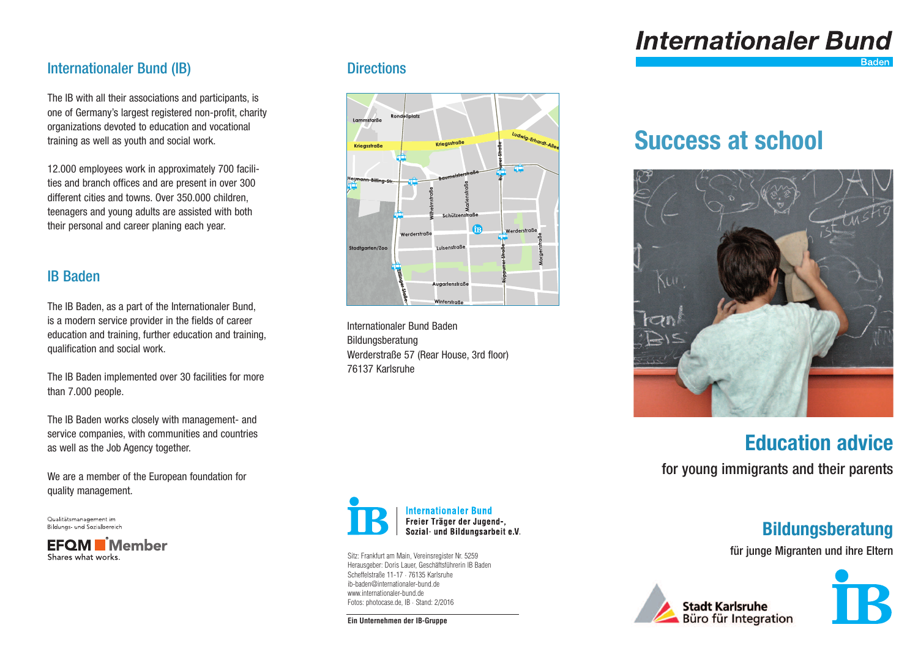## Internationaler Bund (IB)

The IB with all their associations and participants, is one of Germany's largest registered non-profit, charity organizations devoted to education and vocational training as well as youth and social work.

12.000 employees work in approximately 700 facilities and branch offices and are present in over 300 different cities and towns. Over 350.000 children, teenagers and young adults are assisted with both their personal and career planing each year.

## IB Baden

The IB Baden, as a part of the Internationaler Bund, is a modern service provider in the fields of career education and training, further education and training, qualification and social work.

The IB Baden implemented over 30 facilities for more than 7.000 people.

The IB Baden works closely with management- and service companies, with communities and countries as well as the Job Agency together.

We are a member of the European foundation for quality management.

Qualitätsmanagement im Bildungs- und Sozialbereich

EFQM Member
Shares what works.

## Directions

Internationaler Bund Baden
Bildungsberatung
Werderstraße 57 (Rear House, 3rd floor)
76137 Karlsruhe

**Internationaler Bund**
**Freier Träger der Jugend-, Sozial- und Bildungsarbeit e.V.**

Sitz: Frankfurt am Main, Vereinsregister Nr. 5259
Herausgeber: Doris Lauer, Geschäftsführerin IB Baden
Scheffelstraße 11-17 · 76135 Karlsruhe
ib-baden@internationaler-bund.de
www.internationaler-bund.de
Fotos: photocase.de, IB · Stand: 2/2016

**Ein Unternehmen der IB-Gruppe**

# Internationaler Bund

Baden

# Success at school

## Education advice

for young immigrants and their parents

## Bildungsberatung

für junge Migranten und ihre Eltern

Stadt Karlsruhe
Büro für Integration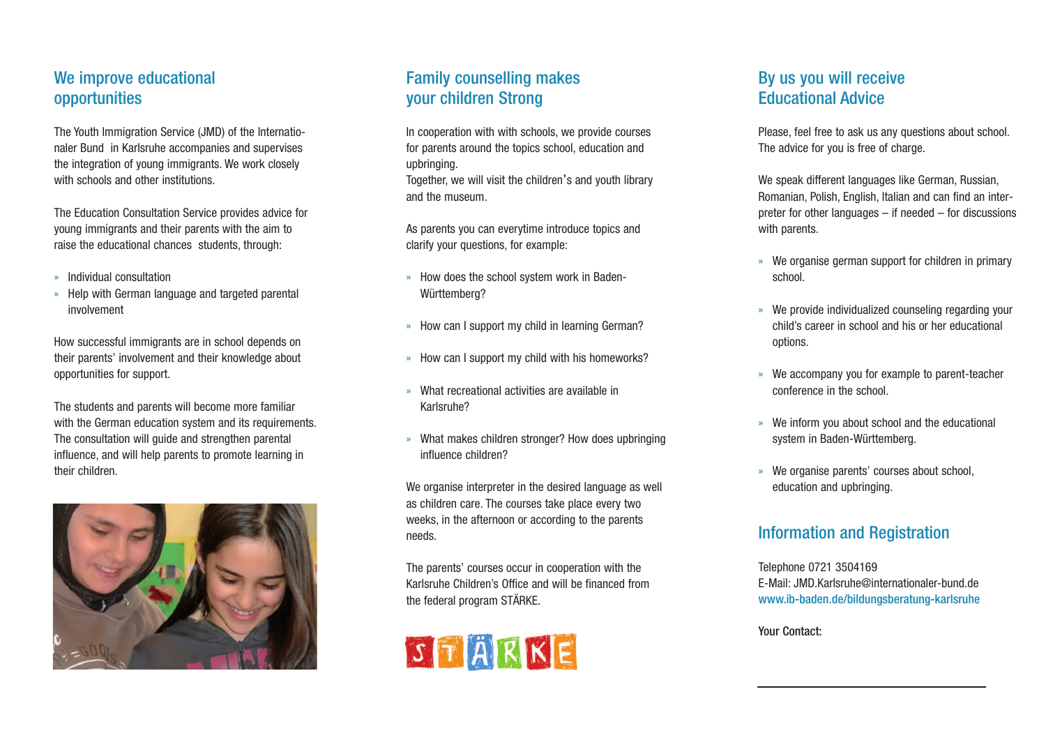## We improve educational opportunities

The Youth Immigration Service (JMD) of the Internationaler Bund in Karlsruhe accompanies and supervises the integration of young immigrants. We work closely with schools and other institutions.

The Education Consultation Service provides advice for young immigrants and their parents with the aim to raise the educational chances students, through:

- Individual consultation
- Help with German language and targeted parental involvement

How successful immigrants are in school depends on their parents' involvement and their knowledge about opportunities for support.

The students and parents will become more familiar with the German education system and its requirements. The consultation will guide and strengthen parental influence, and will help parents to promote learning in their children.

## Family counselling makes your children Strong

In cooperation with with schools, we provide courses for parents around the topics school, education and upbringing.
Together, we will visit the children's and youth library and the museum.

As parents you can everytime introduce topics and clarify your questions, for example:

- How does the school system work in Baden-Württemberg?
- How can I support my child in learning German?
- How can I support my child with his homeworks?
- What recreational activities are available in Karlsruhe?
- What makes children stronger? How does upbringing influence children?

We organise interpreter in the desired language as well as children care. The courses take place every two weeks, in the afternoon or according to the parents needs.

The parents' courses occur in cooperation with the Karlsruhe Children's Office and will be financed from the federal program STÄRKE.

STÄRKE

## By us you will receive Educational Advice

Please, feel free to ask us any questions about school. The advice for you is free of charge.

We speak different languages like German, Russian, Romanian, Polish, English, Italian and can find an interpreter for other languages – if needed – for discussions with parents.

- We organise german support for children in primary school.
- We provide individualized counseling regarding your child's career in school and his or her educational options.
- We accompany you for example to parent-teacher conference in the school.
- We inform you about school and the educational system in Baden-Württemberg.
- We organise parents' courses about school, education and upbringing.

## Information and Registration

Telephone 0721 3504169
E-Mail: JMD.Karlsruhe@internationaler-bund.de
www.ib-baden.de/bildungsberatung-karlsruhe

Your Contact: